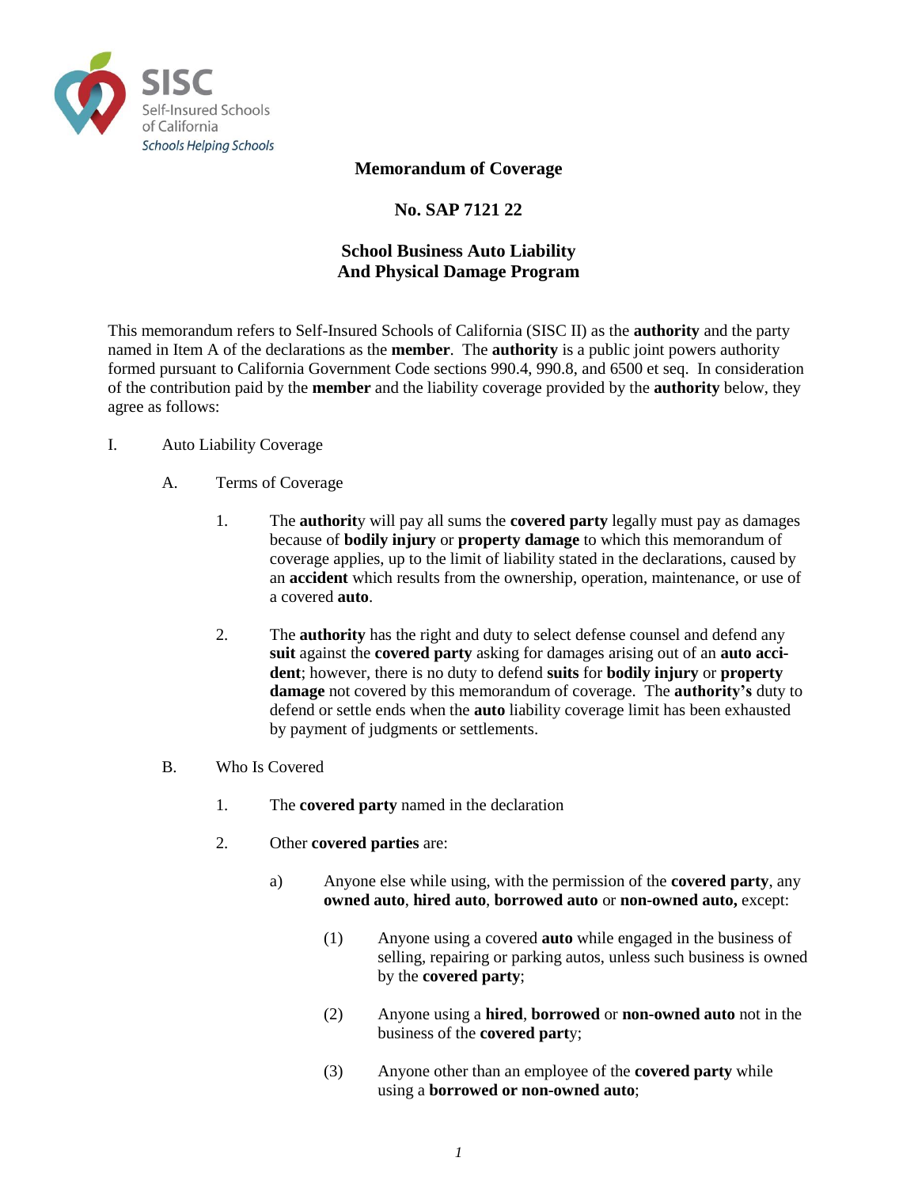SISC
Self-Insured Schools of California
*Schools Helping Schools*

# Memorandum of Coverage

## No. SAP 7121 22

## School Business Auto Liability And Physical Damage Program

This memorandum refers to Self-Insured Schools of California (SISC II) as the **authority** and the party named in Item A of the declarations as the **member**. The **authority** is a public joint powers authority formed pursuant to California Government Code sections 990.4, 990.8, and 6500 et seq. In consideration of the contribution paid by the **member** and the liability coverage provided by the **authority** below, they agree as follows:

I. Auto Liability Coverage

A. Terms of Coverage

1. The **authorit**y will pay all sums the **covered party** legally must pay as damages because of **bodily injury** or **property damage** to which this memorandum of coverage applies, up to the limit of liability stated in the declarations, caused by an **accident** which results from the ownership, operation, maintenance, or use of a covered **auto**.

2. The **authority** has the right and duty to select defense counsel and defend any **suit** against the **covered party** asking for damages arising out of an **auto accident**; however, there is no duty to defend **suits** for **bodily injury** or **property damage** not covered by this memorandum of coverage. The **authority's** duty to defend or settle ends when the **auto** liability coverage limit has been exhausted by payment of judgments or settlements.

B. Who Is Covered

1. The **covered party** named in the declaration

2. Other **covered parties** are:

a) Anyone else while using, with the permission of the **covered party**, any **owned auto**, **hired auto**, **borrowed auto** or **non-owned auto,** except:

(1) Anyone using a covered **auto** while engaged in the business of selling, repairing or parking autos, unless such business is owned by the **covered party**;

(2) Anyone using a **hired**, **borrowed** or **non-owned auto** not in the business of the **covered part**y;

(3) Anyone other than an employee of the **covered party** while using a **borrowed or non-owned auto**;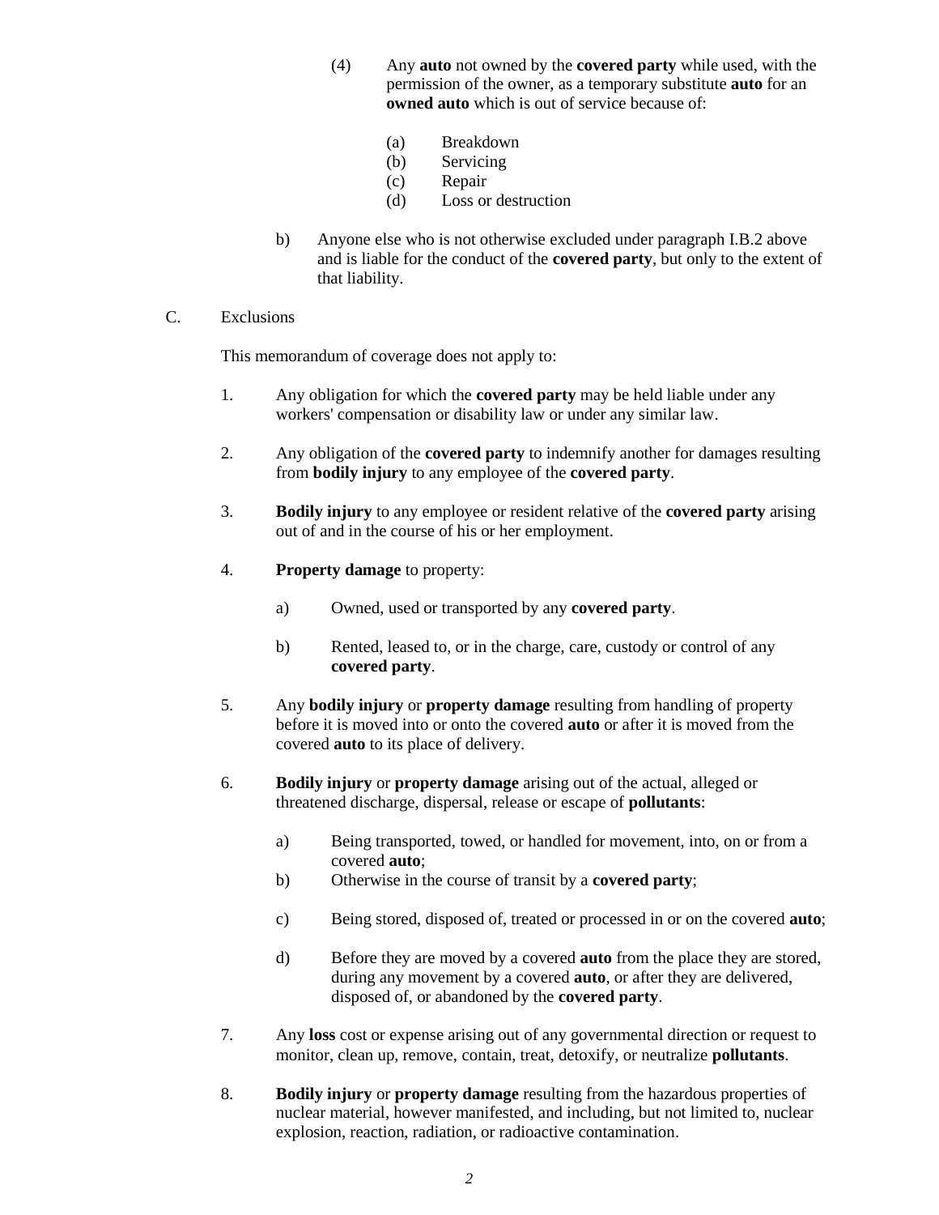(4) Any **auto** not owned by the **covered party** while used, with the permission of the owner, as a temporary substitute **auto** for an **owned auto** which is out of service because of:

   (a) Breakdown
   (b) Servicing
   (c) Repair
   (d) Loss or destruction

b) Anyone else who is not otherwise excluded under paragraph I.B.2 above and is liable for the conduct of the **covered party**, but only to the extent of that liability.

C. Exclusions

This memorandum of coverage does not apply to:

1. Any obligation for which the **covered party** may be held liable under any workers' compensation or disability law or under any similar law.

2. Any obligation of the **covered party** to indemnify another for damages resulting from **bodily injury** to any employee of the **covered party**.

3. **Bodily injury** to any employee or resident relative of the **covered party** arising out of and in the course of his or her employment.

4. **Property damage** to property:

   a) Owned, used or transported by any **covered party**.

   b) Rented, leased to, or in the charge, care, custody or control of any **covered party**.

5. Any **bodily injury** or **property damage** resulting from handling of property before it is moved into or onto the covered **auto** or after it is moved from the covered **auto** to its place of delivery.

6. **Bodily injury** or **property damage** arising out of the actual, alleged or threatened discharge, dispersal, release or escape of **pollutants**:

   a) Being transported, towed, or handled for movement, into, on or from a covered **auto**;
   b) Otherwise in the course of transit by a **covered party**;

   c) Being stored, disposed of, treated or processed in or on the covered **auto**;

   d) Before they are moved by a covered **auto** from the place they are stored, during any movement by a covered **auto**, or after they are delivered, disposed of, or abandoned by the **covered party**.

7. Any **loss** cost or expense arising out of any governmental direction or request to monitor, clean up, remove, contain, treat, detoxify, or neutralize **pollutants**.

8. **Bodily injury** or **property damage** resulting from the hazardous properties of nuclear material, however manifested, and including, but not limited to, nuclear explosion, reaction, radiation, or radioactive contamination.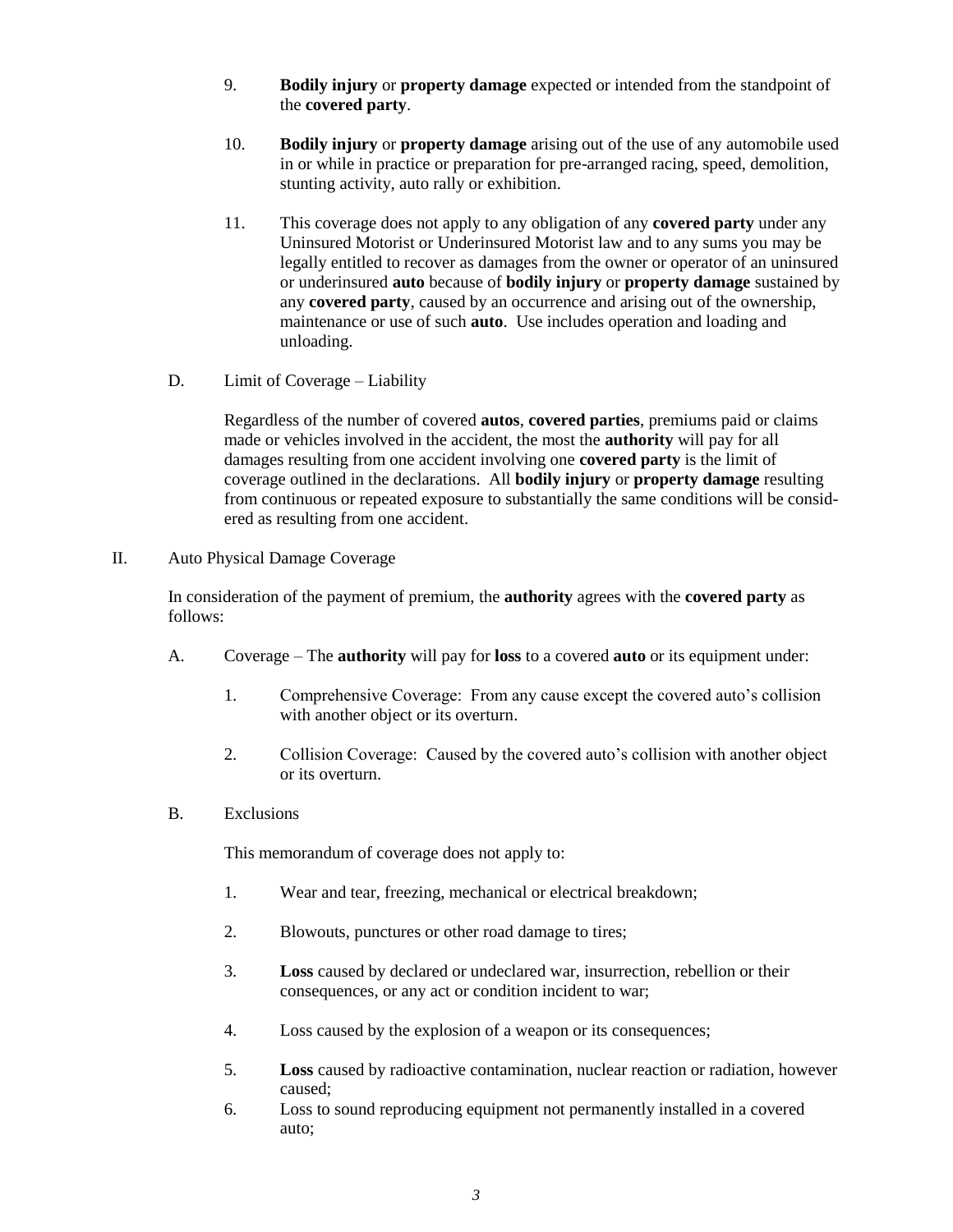9. **Bodily injury** or **property damage** expected or intended from the standpoint of the **covered party**.

10. **Bodily injury** or **property damage** arising out of the use of any automobile used in or while in practice or preparation for pre-arranged racing, speed, demolition, stunting activity, auto rally or exhibition.

11. This coverage does not apply to any obligation of any **covered party** under any Uninsured Motorist or Underinsured Motorist law and to any sums you may be legally entitled to recover as damages from the owner or operator of an uninsured or underinsured **auto** because of **bodily injury** or **property damage** sustained by any **covered party**, caused by an occurrence and arising out of the ownership, maintenance or use of such **auto**. Use includes operation and loading and unloading.

D. Limit of Coverage – Liability

Regardless of the number of covered **autos**, **covered parties**, premiums paid or claims made or vehicles involved in the accident, the most the **authority** will pay for all damages resulting from one accident involving one **covered party** is the limit of coverage outlined in the declarations. All **bodily injury** or **property damage** resulting from continuous or repeated exposure to substantially the same conditions will be considered as resulting from one accident.

II. Auto Physical Damage Coverage

In consideration of the payment of premium, the **authority** agrees with the **covered party** as follows:

A. Coverage – The **authority** will pay for **loss** to a covered **auto** or its equipment under:

1. Comprehensive Coverage: From any cause except the covered auto's collision with another object or its overturn.

2. Collision Coverage: Caused by the covered auto's collision with another object or its overturn.

B. Exclusions

This memorandum of coverage does not apply to:

1. Wear and tear, freezing, mechanical or electrical breakdown;

2. Blowouts, punctures or other road damage to tires;

3. **Loss** caused by declared or undeclared war, insurrection, rebellion or their consequences, or any act or condition incident to war;

4. Loss caused by the explosion of a weapon or its consequences;

5. **Loss** caused by radioactive contamination, nuclear reaction or radiation, however caused;

6. Loss to sound reproducing equipment not permanently installed in a covered auto;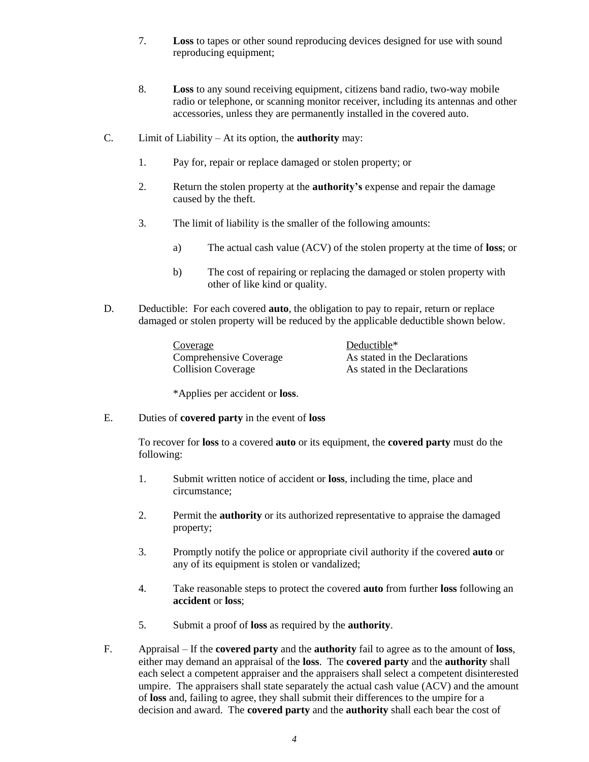7. **Loss** to tapes or other sound reproducing devices designed for use with sound reproducing equipment;

8. **Loss** to any sound receiving equipment, citizens band radio, two-way mobile radio or telephone, or scanning monitor receiver, including its antennas and other accessories, unless they are permanently installed in the covered auto.

C. Limit of Liability – At its option, the **authority** may:

1. Pay for, repair or replace damaged or stolen property; or

2. Return the stolen property at the **authority's** expense and repair the damage caused by the theft.

3. The limit of liability is the smaller of the following amounts:

   a) The actual cash value (ACV) of the stolen property at the time of **loss**; or

   b) The cost of repairing or replacing the damaged or stolen property with other of like kind or quality.

D. Deductible: For each covered **auto**, the obligation to pay to repair, return or replace damaged or stolen property will be reduced by the applicable deductible shown below.

| Coverage | Deductible* |
|---|---|
| Comprehensive Coverage | As stated in the Declarations |
| Collision Coverage | As stated in the Declarations |

*Applies per accident or **loss**.

E. Duties of **covered party** in the event of **loss**

To recover for **loss** to a covered **auto** or its equipment, the **covered party** must do the following:

1. Submit written notice of accident or **loss**, including the time, place and circumstance;

2. Permit the **authority** or its authorized representative to appraise the damaged property;

3. Promptly notify the police or appropriate civil authority if the covered **auto** or any of its equipment is stolen or vandalized;

4. Take reasonable steps to protect the covered **auto** from further **loss** following an **accident** or **loss**;

5. Submit a proof of **loss** as required by the **authority**.

F. Appraisal – If the **covered party** and the **authority** fail to agree as to the amount of **loss**, either may demand an appraisal of the **loss**. The **covered party** and the **authority** shall each select a competent appraiser and the appraisers shall select a competent disinterested umpire. The appraisers shall state separately the actual cash value (ACV) and the amount of **loss** and, failing to agree, they shall submit their differences to the umpire for a decision and award. The **covered party** and the **authority** shall each bear the cost of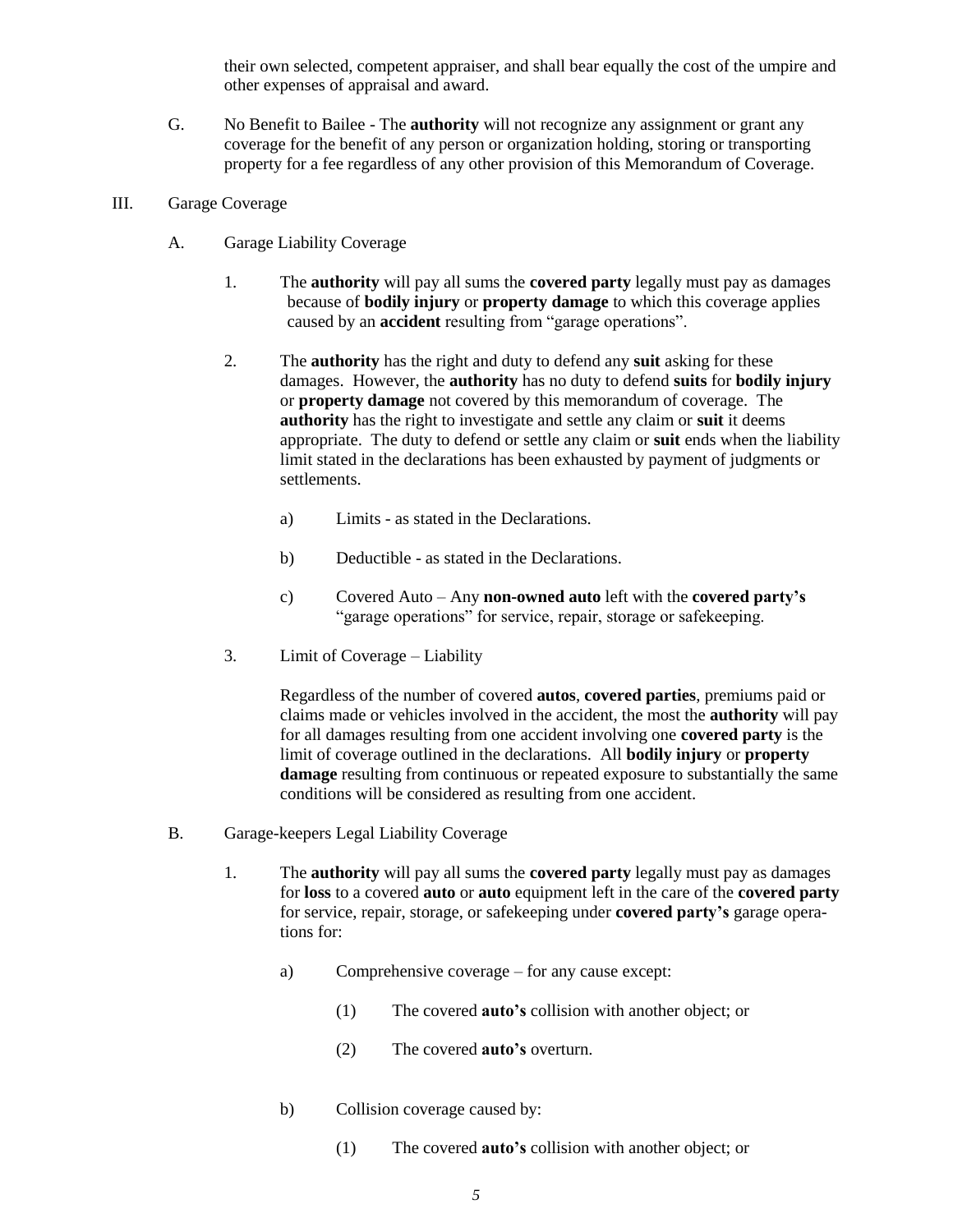their own selected, competent appraiser, and shall bear equally the cost of the umpire and other expenses of appraisal and award.

G. No Benefit to Bailee - The **authority** will not recognize any assignment or grant any coverage for the benefit of any person or organization holding, storing or transporting property for a fee regardless of any other provision of this Memorandum of Coverage.

III. Garage Coverage

A. Garage Liability Coverage

1. The **authority** will pay all sums the **covered party** legally must pay as damages because of **bodily injury** or **property damage** to which this coverage applies caused by an **accident** resulting from "garage operations".

2. The **authority** has the right and duty to defend any **suit** asking for these damages. However, the **authority** has no duty to defend **suits** for **bodily injury** or **property damage** not covered by this memorandum of coverage. The **authority** has the right to investigate and settle any claim or **suit** it deems appropriate. The duty to defend or settle any claim or **suit** ends when the liability limit stated in the declarations has been exhausted by payment of judgments or settlements.

a) Limits - as stated in the Declarations.

b) Deductible - as stated in the Declarations.

c) Covered Auto – Any **non-owned auto** left with the **covered party's** "garage operations" for service, repair, storage or safekeeping.

3. Limit of Coverage – Liability

Regardless of the number of covered **autos**, **covered parties**, premiums paid or claims made or vehicles involved in the accident, the most the **authority** will pay for all damages resulting from one accident involving one **covered party** is the limit of coverage outlined in the declarations. All **bodily injury** or **property damage** resulting from continuous or repeated exposure to substantially the same conditions will be considered as resulting from one accident.

B. Garage-keepers Legal Liability Coverage

1. The **authority** will pay all sums the **covered party** legally must pay as damages for **loss** to a covered **auto** or **auto** equipment left in the care of the **covered party** for service, repair, storage, or safekeeping under **covered party's** garage operations for:

a) Comprehensive coverage – for any cause except:

(1) The covered **auto's** collision with another object; or

(2) The covered **auto's** overturn.

b) Collision coverage caused by:

(1) The covered **auto's** collision with another object; or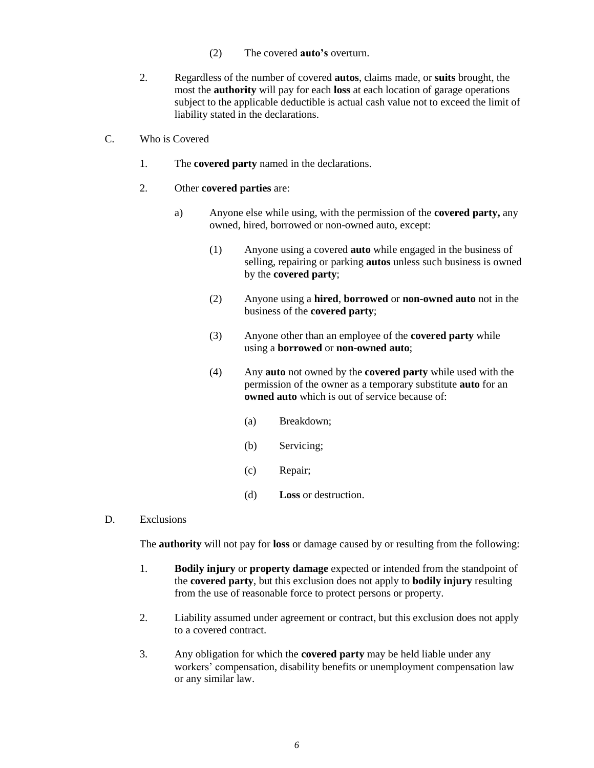(2) The covered **auto's** overturn.

2. Regardless of the number of covered **autos**, claims made, or **suits** brought, the most the **authority** will pay for each **loss** at each location of garage operations subject to the applicable deductible is actual cash value not to exceed the limit of liability stated in the declarations.

C. Who is Covered

1. The **covered party** named in the declarations.

2. Other **covered parties** are:

   a) Anyone else while using, with the permission of the **covered party,** any owned, hired, borrowed or non-owned auto, except:

      (1) Anyone using a covered **auto** while engaged in the business of selling, repairing or parking **autos** unless such business is owned by the **covered party**;

      (2) Anyone using a **hired**, **borrowed** or **non-owned auto** not in the business of the **covered party**;

      (3) Anyone other than an employee of the **covered party** while using a **borrowed** or **non-owned auto**;

      (4) Any **auto** not owned by the **covered party** while used with the permission of the owner as a temporary substitute **auto** for an **owned auto** which is out of service because of:

         (a) Breakdown;

         (b) Servicing;

         (c) Repair;

         (d) **Loss** or destruction.

D. Exclusions

The **authority** will not pay for **loss** or damage caused by or resulting from the following:

1. **Bodily injury** or **property damage** expected or intended from the standpoint of the **covered party**, but this exclusion does not apply to **bodily injury** resulting from the use of reasonable force to protect persons or property.

2. Liability assumed under agreement or contract, but this exclusion does not apply to a covered contract.

3. Any obligation for which the **covered party** may be held liable under any workers' compensation, disability benefits or unemployment compensation law or any similar law.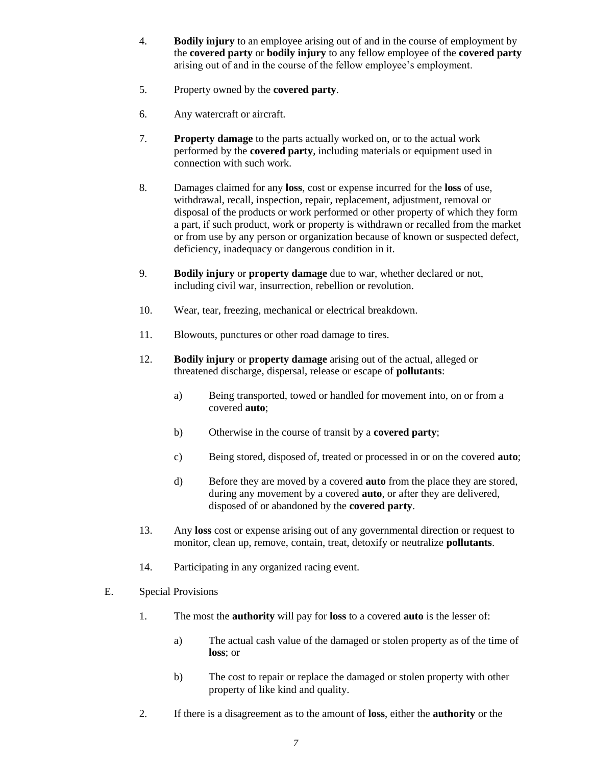4. **Bodily injury** to an employee arising out of and in the course of employment by the **covered party** or **bodily injury** to any fellow employee of the **covered party** arising out of and in the course of the fellow employee's employment.

5. Property owned by the **covered party**.

6. Any watercraft or aircraft.

7. **Property damage** to the parts actually worked on, or to the actual work performed by the **covered party**, including materials or equipment used in connection with such work.

8. Damages claimed for any **loss**, cost or expense incurred for the **loss** of use, withdrawal, recall, inspection, repair, replacement, adjustment, removal or disposal of the products or work performed or other property of which they form a part, if such product, work or property is withdrawn or recalled from the market or from use by any person or organization because of known or suspected defect, deficiency, inadequacy or dangerous condition in it.

9. **Bodily injury** or **property damage** due to war, whether declared or not, including civil war, insurrection, rebellion or revolution.

10. Wear, tear, freezing, mechanical or electrical breakdown.

11. Blowouts, punctures or other road damage to tires.

12. **Bodily injury** or **property damage** arising out of the actual, alleged or threatened discharge, dispersal, release or escape of **pollutants**:

    a) Being transported, towed or handled for movement into, on or from a covered **auto**;

    b) Otherwise in the course of transit by a **covered party**;

    c) Being stored, disposed of, treated or processed in or on the covered **auto**;

    d) Before they are moved by a covered **auto** from the place they are stored, during any movement by a covered **auto**, or after they are delivered, disposed of or abandoned by the **covered party**.

13. Any **loss** cost or expense arising out of any governmental direction or request to monitor, clean up, remove, contain, treat, detoxify or neutralize **pollutants**.

14. Participating in any organized racing event.

E. Special Provisions

1. The most the **authority** will pay for **loss** to a covered **auto** is the lesser of:

    a) The actual cash value of the damaged or stolen property as of the time of **loss**; or

    b) The cost to repair or replace the damaged or stolen property with other property of like kind and quality.

2. If there is a disagreement as to the amount of **loss**, either the **authority** or the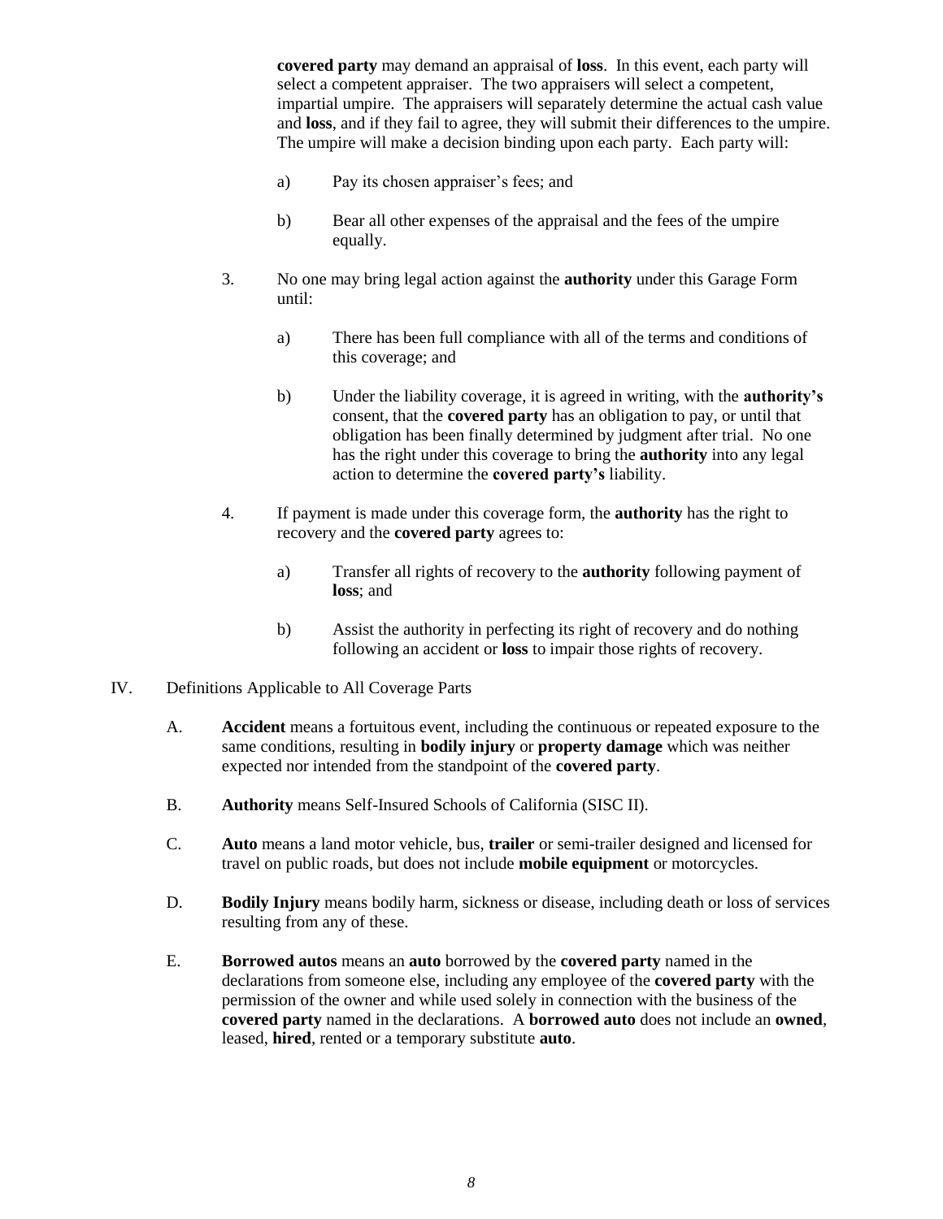**covered party** may demand an appraisal of **loss**. In this event, each party will select a competent appraiser. The two appraisers will select a competent, impartial umpire. The appraisers will separately determine the actual cash value and **loss**, and if they fail to agree, they will submit their differences to the umpire. The umpire will make a decision binding upon each party. Each party will:

a) Pay its chosen appraiser's fees; and

b) Bear all other expenses of the appraisal and the fees of the umpire equally.

3. No one may bring legal action against the **authority** under this Garage Form until:

   a) There has been full compliance with all of the terms and conditions of this coverage; and

   b) Under the liability coverage, it is agreed in writing, with the **authority's** consent, that the **covered party** has an obligation to pay, or until that obligation has been finally determined by judgment after trial. No one has the right under this coverage to bring the **authority** into any legal action to determine the **covered party's** liability.

4. If payment is made under this coverage form, the **authority** has the right to recovery and the **covered party** agrees to:

   a) Transfer all rights of recovery to the **authority** following payment of **loss**; and

   b) Assist the authority in perfecting its right of recovery and do nothing following an accident or **loss** to impair those rights of recovery.

IV. Definitions Applicable to All Coverage Parts

A. **Accident** means a fortuitous event, including the continuous or repeated exposure to the same conditions, resulting in **bodily injury** or **property damage** which was neither expected nor intended from the standpoint of the **covered party**.

B. **Authority** means Self-Insured Schools of California (SISC II).

C. **Auto** means a land motor vehicle, bus, **trailer** or semi-trailer designed and licensed for travel on public roads, but does not include **mobile equipment** or motorcycles.

D. **Bodily Injury** means bodily harm, sickness or disease, including death or loss of services resulting from any of these.

E. **Borrowed autos** means an **auto** borrowed by the **covered party** named in the declarations from someone else, including any employee of the **covered party** with the permission of the owner and while used solely in connection with the business of the **covered party** named in the declarations. A **borrowed auto** does not include an **owned**, leased, **hired**, rented or a temporary substitute **auto**.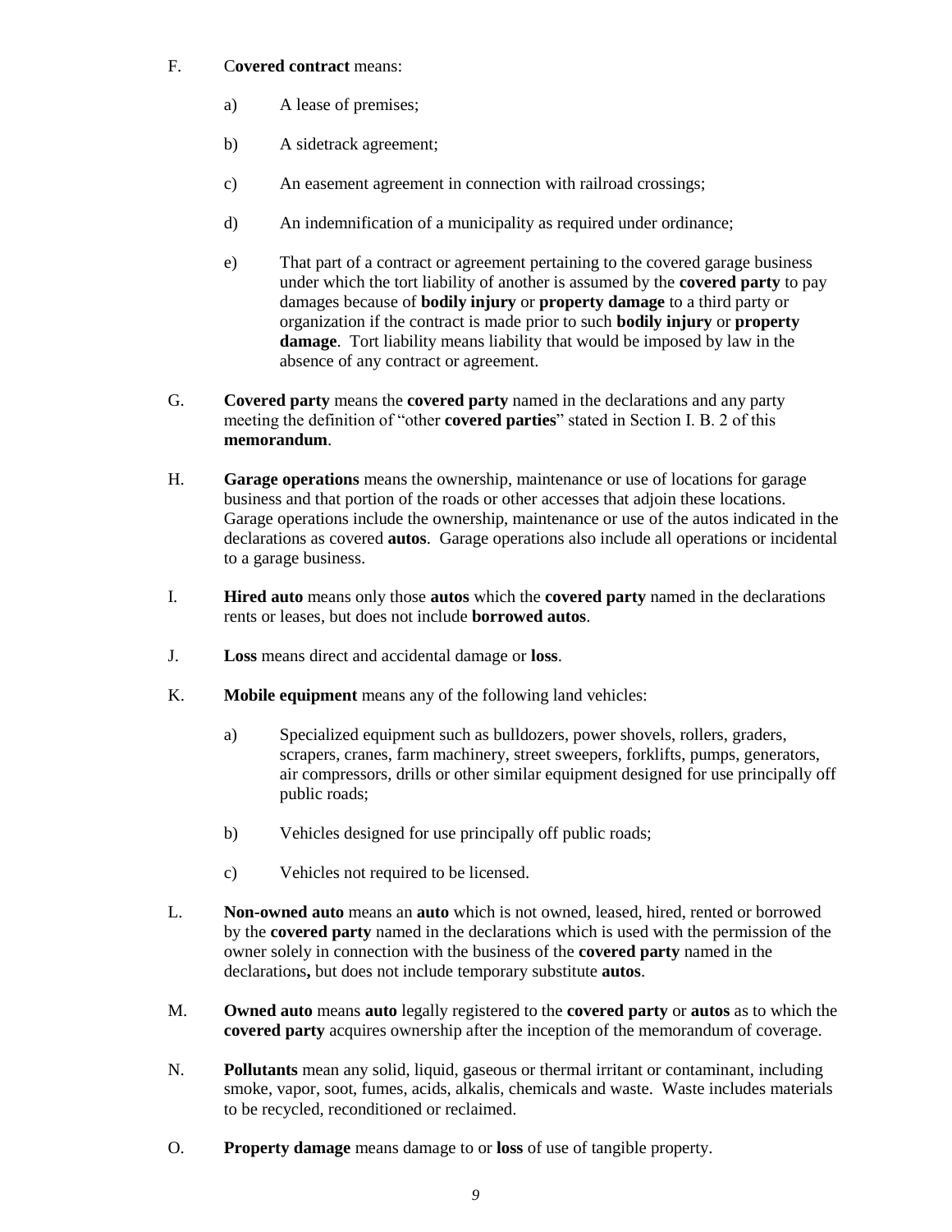F. C**overed contract** means:

   a) A lease of premises;

   b) A sidetrack agreement;

   c) An easement agreement in connection with railroad crossings;

   d) An indemnification of a municipality as required under ordinance;

   e) That part of a contract or agreement pertaining to the covered garage business under which the tort liability of another is assumed by the **covered party** to pay damages because of **bodily injury** or **property damage** to a third party or organization if the contract is made prior to such **bodily injury** or **property damage**. Tort liability means liability that would be imposed by law in the absence of any contract or agreement.

G. **Covered party** means the **covered party** named in the declarations and any party meeting the definition of "other **covered parties**" stated in Section I. B. 2 of this **memorandum**.

H. **Garage operations** means the ownership, maintenance or use of locations for garage business and that portion of the roads or other accesses that adjoin these locations. Garage operations include the ownership, maintenance or use of the autos indicated in the declarations as covered **autos**. Garage operations also include all operations or incidental to a garage business.

I. **Hired auto** means only those **autos** which the **covered party** named in the declarations rents or leases, but does not include **borrowed autos**.

J. **Loss** means direct and accidental damage or **loss**.

K. **Mobile equipment** means any of the following land vehicles:

   a) Specialized equipment such as bulldozers, power shovels, rollers, graders, scrapers, cranes, farm machinery, street sweepers, forklifts, pumps, generators, air compressors, drills or other similar equipment designed for use principally off public roads;

   b) Vehicles designed for use principally off public roads;

   c) Vehicles not required to be licensed.

L. **Non-owned auto** means an **auto** which is not owned, leased, hired, rented or borrowed by the **covered party** named in the declarations which is used with the permission of the owner solely in connection with the business of the **covered party** named in the declarations**,** but does not include temporary substitute **autos**.

M. **Owned auto** means **auto** legally registered to the **covered party** or **autos** as to which the **covered party** acquires ownership after the inception of the memorandum of coverage.

N. **Pollutants** mean any solid, liquid, gaseous or thermal irritant or contaminant, including smoke, vapor, soot, fumes, acids, alkalis, chemicals and waste. Waste includes materials to be recycled, reconditioned or reclaimed.

O. **Property damage** means damage to or **loss** of use of tangible property.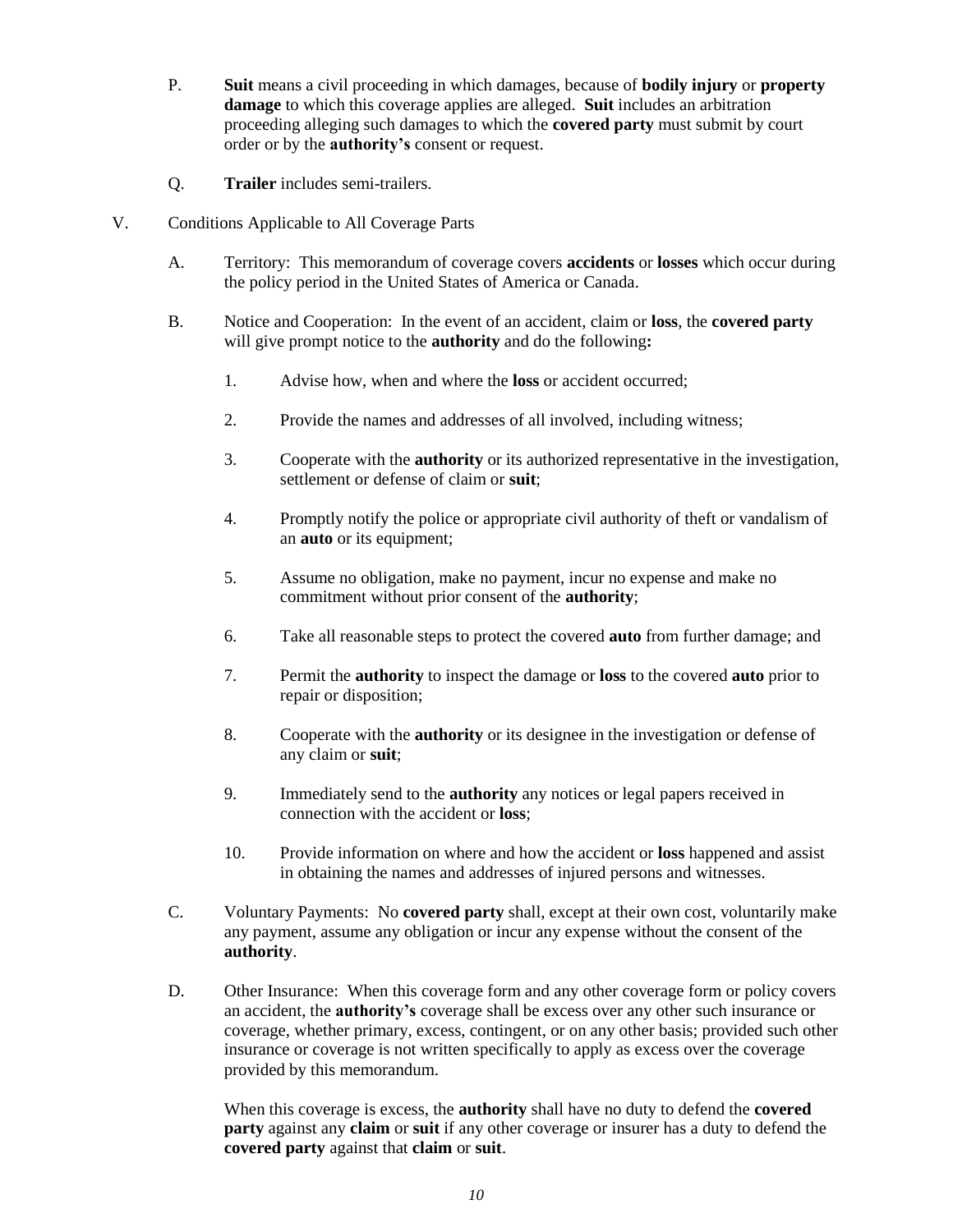P. **Suit** means a civil proceeding in which damages, because of **bodily injury** or **property damage** to which this coverage applies are alleged. **Suit** includes an arbitration proceeding alleging such damages to which the **covered party** must submit by court order or by the **authority's** consent or request.

Q. **Trailer** includes semi-trailers.

V. Conditions Applicable to All Coverage Parts

A. Territory: This memorandum of coverage covers **accidents** or **losses** which occur during the policy period in the United States of America or Canada.

B. Notice and Cooperation: In the event of an accident, claim or **loss**, the **covered party** will give prompt notice to the **authority** and do the following**:**

1. Advise how, when and where the **loss** or accident occurred;
2. Provide the names and addresses of all involved, including witness;
3. Cooperate with the **authority** or its authorized representative in the investigation, settlement or defense of claim or **suit**;
4. Promptly notify the police or appropriate civil authority of theft or vandalism of an **auto** or its equipment;
5. Assume no obligation, make no payment, incur no expense and make no commitment without prior consent of the **authority**;
6. Take all reasonable steps to protect the covered **auto** from further damage; and
7. Permit the **authority** to inspect the damage or **loss** to the covered **auto** prior to repair or disposition;
8. Cooperate with the **authority** or its designee in the investigation or defense of any claim or **suit**;
9. Immediately send to the **authority** any notices or legal papers received in connection with the accident or **loss**;
10. Provide information on where and how the accident or **loss** happened and assist in obtaining the names and addresses of injured persons and witnesses.

C. Voluntary Payments: No **covered party** shall, except at their own cost, voluntarily make any payment, assume any obligation or incur any expense without the consent of the **authority**.

D. Other Insurance: When this coverage form and any other coverage form or policy covers an accident, the **authority's** coverage shall be excess over any other such insurance or coverage, whether primary, excess, contingent, or on any other basis; provided such other insurance or coverage is not written specifically to apply as excess over the coverage provided by this memorandum.

When this coverage is excess, the **authority** shall have no duty to defend the **covered party** against any **claim** or **suit** if any other coverage or insurer has a duty to defend the **covered party** against that **claim** or **suit**.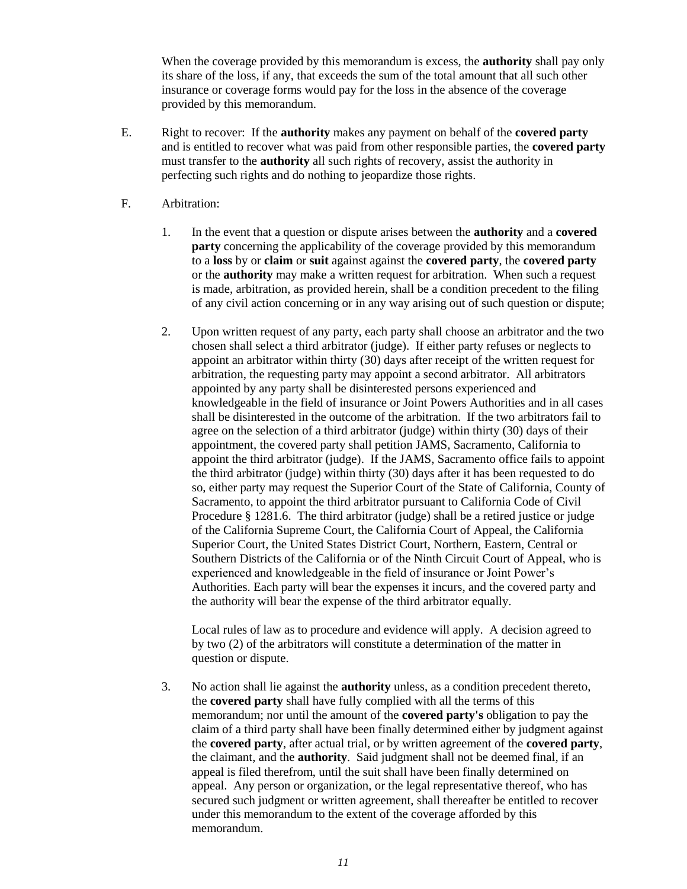When the coverage provided by this memorandum is excess, the **authority** shall pay only its share of the loss, if any, that exceeds the sum of the total amount that all such other insurance or coverage forms would pay for the loss in the absence of the coverage provided by this memorandum.

E. Right to recover: If the **authority** makes any payment on behalf of the **covered party** and is entitled to recover what was paid from other responsible parties, the **covered party** must transfer to the **authority** all such rights of recovery, assist the authority in perfecting such rights and do nothing to jeopardize those rights.

F. Arbitration:

1. In the event that a question or dispute arises between the **authority** and a **covered party** concerning the applicability of the coverage provided by this memorandum to a **loss** by or **claim** or **suit** against against the **covered party**, the **covered party** or the **authority** may make a written request for arbitration. When such a request is made, arbitration, as provided herein, shall be a condition precedent to the filing of any civil action concerning or in any way arising out of such question or dispute;

2. Upon written request of any party, each party shall choose an arbitrator and the two chosen shall select a third arbitrator (judge). If either party refuses or neglects to appoint an arbitrator within thirty (30) days after receipt of the written request for arbitration, the requesting party may appoint a second arbitrator. All arbitrators appointed by any party shall be disinterested persons experienced and knowledgeable in the field of insurance or Joint Powers Authorities and in all cases shall be disinterested in the outcome of the arbitration. If the two arbitrators fail to agree on the selection of a third arbitrator (judge) within thirty (30) days of their appointment, the covered party shall petition JAMS, Sacramento, California to appoint the third arbitrator (judge). If the JAMS, Sacramento office fails to appoint the third arbitrator (judge) within thirty (30) days after it has been requested to do so, either party may request the Superior Court of the State of California, County of Sacramento, to appoint the third arbitrator pursuant to California Code of Civil Procedure § 1281.6. The third arbitrator (judge) shall be a retired justice or judge of the California Supreme Court, the California Court of Appeal, the California Superior Court, the United States District Court, Northern, Eastern, Central or Southern Districts of the California or of the Ninth Circuit Court of Appeal, who is experienced and knowledgeable in the field of insurance or Joint Power's Authorities. Each party will bear the expenses it incurs, and the covered party and the authority will bear the expense of the third arbitrator equally.

   Local rules of law as to procedure and evidence will apply. A decision agreed to by two (2) of the arbitrators will constitute a determination of the matter in question or dispute.

3. No action shall lie against the **authority** unless, as a condition precedent thereto, the **covered party** shall have fully complied with all the terms of this memorandum; nor until the amount of the **covered party's** obligation to pay the claim of a third party shall have been finally determined either by judgment against the **covered party**, after actual trial, or by written agreement of the **covered party**, the claimant, and the **authority**. Said judgment shall not be deemed final, if an appeal is filed therefrom, until the suit shall have been finally determined on appeal. Any person or organization, or the legal representative thereof, who has secured such judgment or written agreement, shall thereafter be entitled to recover under this memorandum to the extent of the coverage afforded by this memorandum.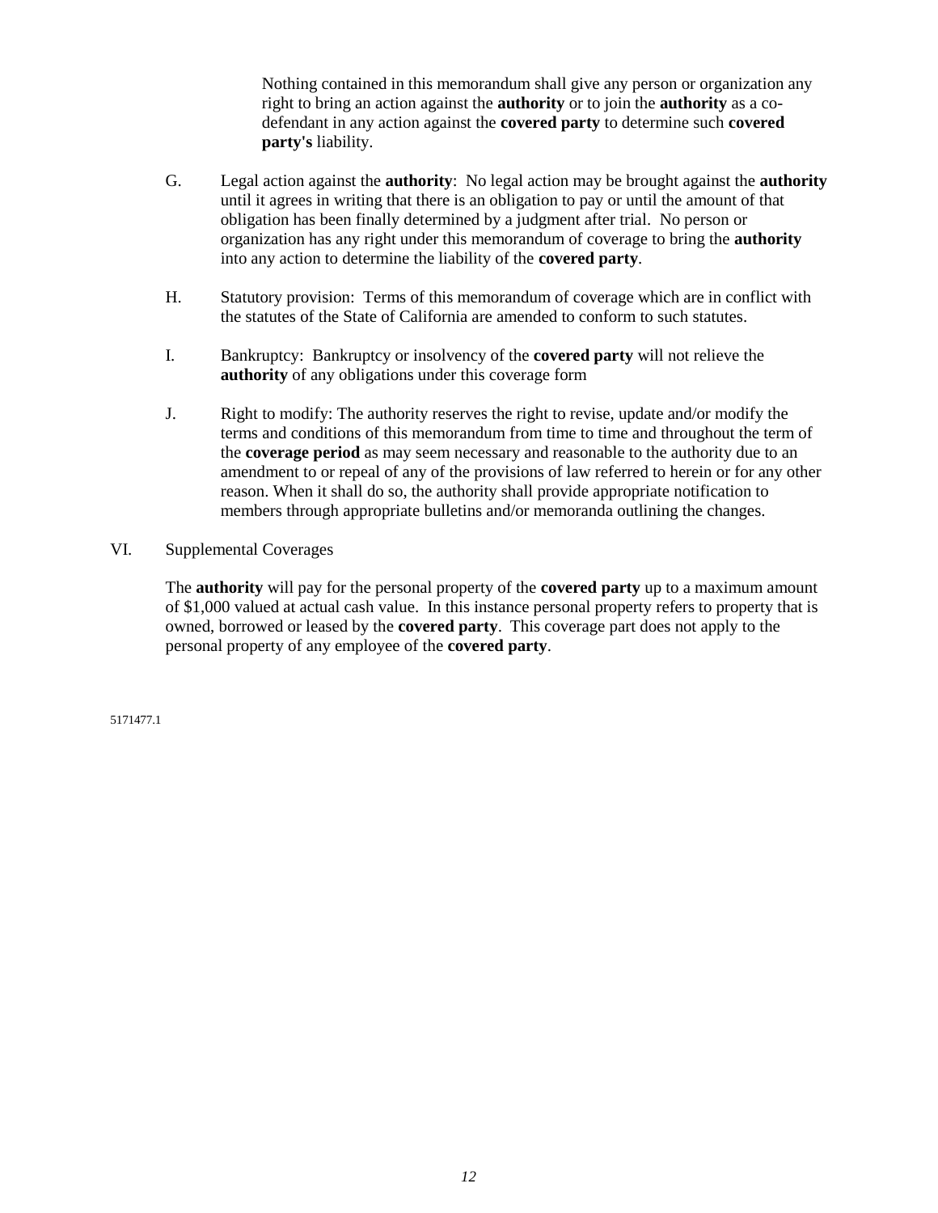Nothing contained in this memorandum shall give any person or organization any right to bring an action against the **authority** or to join the **authority** as a co-defendant in any action against the **covered party** to determine such **covered party's** liability.

G. Legal action against the **authority**: No legal action may be brought against the **authority** until it agrees in writing that there is an obligation to pay or until the amount of that obligation has been finally determined by a judgment after trial. No person or organization has any right under this memorandum of coverage to bring the **authority** into any action to determine the liability of the **covered party**.

H. Statutory provision: Terms of this memorandum of coverage which are in conflict with the statutes of the State of California are amended to conform to such statutes.

I. Bankruptcy: Bankruptcy or insolvency of the **covered party** will not relieve the **authority** of any obligations under this coverage form

J. Right to modify: The authority reserves the right to revise, update and/or modify the terms and conditions of this memorandum from time to time and throughout the term of the **coverage period** as may seem necessary and reasonable to the authority due to an amendment to or repeal of any of the provisions of law referred to herein or for any other reason. When it shall do so, the authority shall provide appropriate notification to members through appropriate bulletins and/or memoranda outlining the changes.

VI. Supplemental Coverages

The **authority** will pay for the personal property of the **covered party** up to a maximum amount of $1,000 valued at actual cash value. In this instance personal property refers to property that is owned, borrowed or leased by the **covered party**. This coverage part does not apply to the personal property of any employee of the **covered party**.

5171477.1